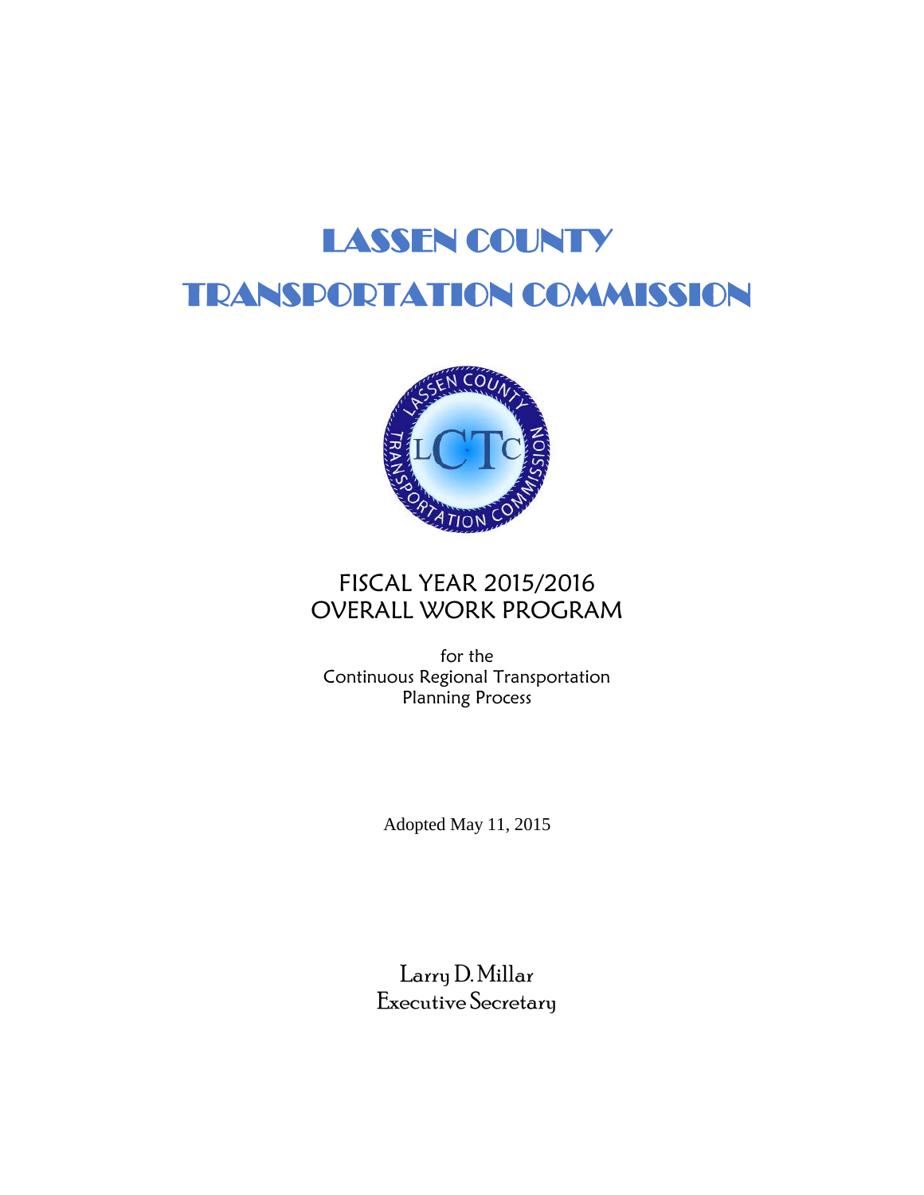# LASSEN COUNTY TRANSPORTATION COMMISSION

## FISCAL YEAR 2015/2016 OVERALL WORK PROGRAM

for the
Continuous Regional Transportation
Planning Process

Adopted May 11, 2015

Larry D. Millar
Executive Secretary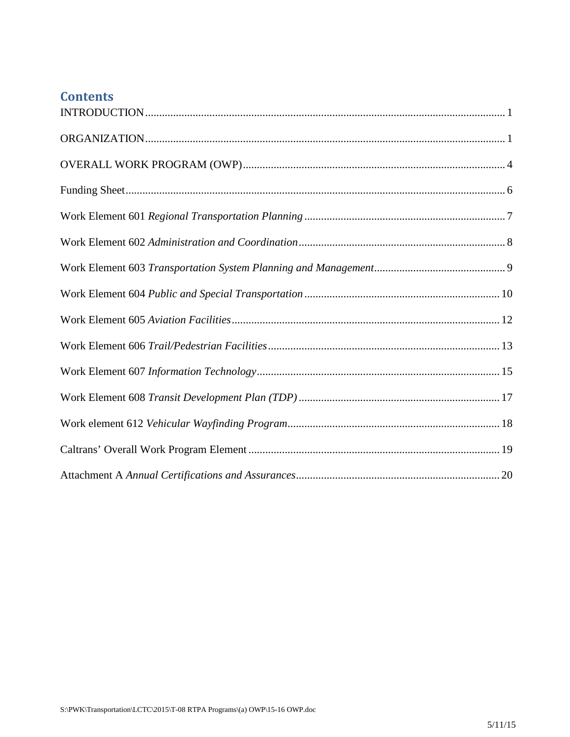## Contents

INTRODUCTION ..... 1

ORGANIZATION ..... 1

OVERALL WORK PROGRAM (OWP) ..... 4

Funding Sheet ..... 6

Work Element 601 *Regional Transportation Planning* ..... 7

Work Element 602 *Administration and Coordination* ..... 8

Work Element 603 *Transportation System Planning and Management* ..... 9

Work Element 604 *Public and Special Transportation* ..... 10

Work Element 605 *Aviation Facilities* ..... 12

Work Element 606 *Trail/Pedestrian Facilities* ..... 13

Work Element 607 *Information Technology* ..... 15

Work Element 608 *Transit Development Plan (TDP)* ..... 17

Work element 612 *Vehicular Wayfinding Program* ..... 18

Caltrans' Overall Work Program Element ..... 19

Attachment A *Annual Certifications and Assurances* ..... 20

S:\PWK\Transportation\LCTC\2015\T-08 RTPA Programs\(a) OWP\15-16 OWP.doc

5/11/15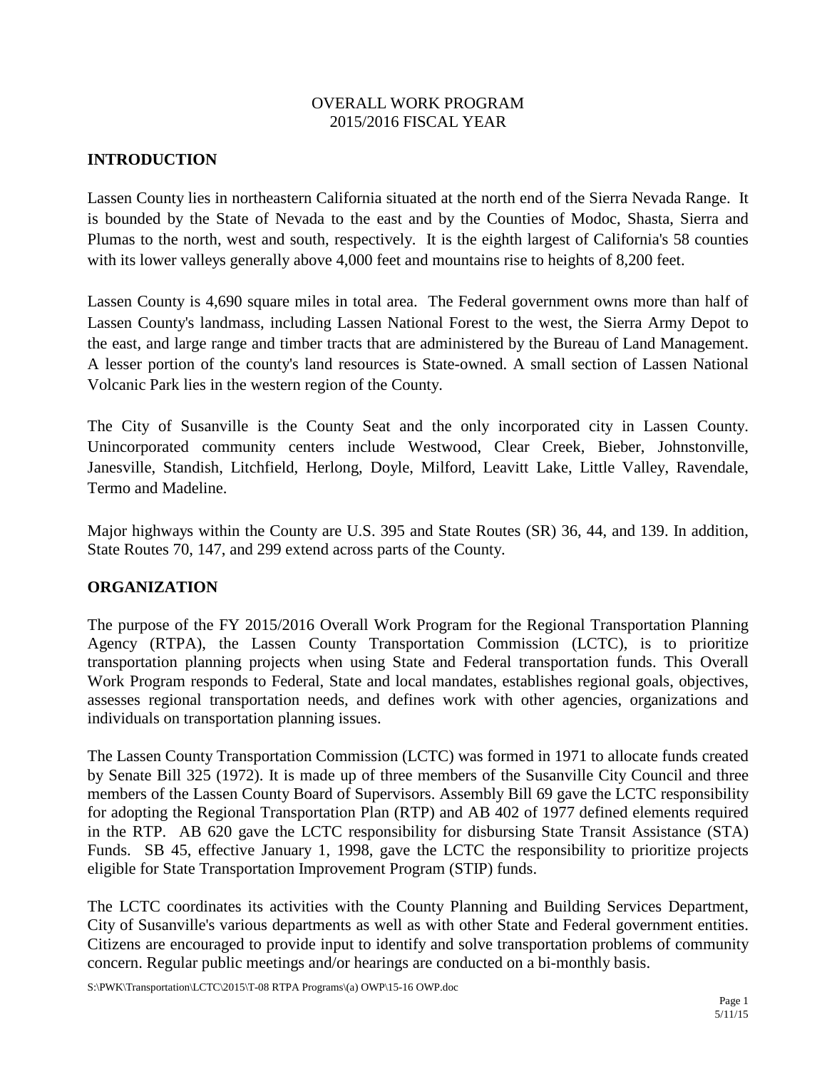# OVERALL WORK PROGRAM
## 2015/2016 FISCAL YEAR

## INTRODUCTION

Lassen County lies in northeastern California situated at the north end of the Sierra Nevada Range. It is bounded by the State of Nevada to the east and by the Counties of Modoc, Shasta, Sierra and Plumas to the north, west and south, respectively. It is the eighth largest of California's 58 counties with its lower valleys generally above 4,000 feet and mountains rise to heights of 8,200 feet.

Lassen County is 4,690 square miles in total area. The Federal government owns more than half of Lassen County's landmass, including Lassen National Forest to the west, the Sierra Army Depot to the east, and large range and timber tracts that are administered by the Bureau of Land Management. A lesser portion of the county's land resources is State-owned. A small section of Lassen National Volcanic Park lies in the western region of the County.

The City of Susanville is the County Seat and the only incorporated city in Lassen County. Unincorporated community centers include Westwood, Clear Creek, Bieber, Johnstonville, Janesville, Standish, Litchfield, Herlong, Doyle, Milford, Leavitt Lake, Little Valley, Ravendale, Termo and Madeline.

Major highways within the County are U.S. 395 and State Routes (SR) 36, 44, and 139. In addition, State Routes 70, 147, and 299 extend across parts of the County.

## ORGANIZATION

The purpose of the FY 2015/2016 Overall Work Program for the Regional Transportation Planning Agency (RTPA), the Lassen County Transportation Commission (LCTC), is to prioritize transportation planning projects when using State and Federal transportation funds. This Overall Work Program responds to Federal, State and local mandates, establishes regional goals, objectives, assesses regional transportation needs, and defines work with other agencies, organizations and individuals on transportation planning issues.

The Lassen County Transportation Commission (LCTC) was formed in 1971 to allocate funds created by Senate Bill 325 (1972). It is made up of three members of the Susanville City Council and three members of the Lassen County Board of Supervisors. Assembly Bill 69 gave the LCTC responsibility for adopting the Regional Transportation Plan (RTP) and AB 402 of 1977 defined elements required in the RTP. AB 620 gave the LCTC responsibility for disbursing State Transit Assistance (STA) Funds. SB 45, effective January 1, 1998, gave the LCTC the responsibility to prioritize projects eligible for State Transportation Improvement Program (STIP) funds.

The LCTC coordinates its activities with the County Planning and Building Services Department, City of Susanville's various departments as well as with other State and Federal government entities. Citizens are encouraged to provide input to identify and solve transportation problems of community concern. Regular public meetings and/or hearings are conducted on a bi-monthly basis.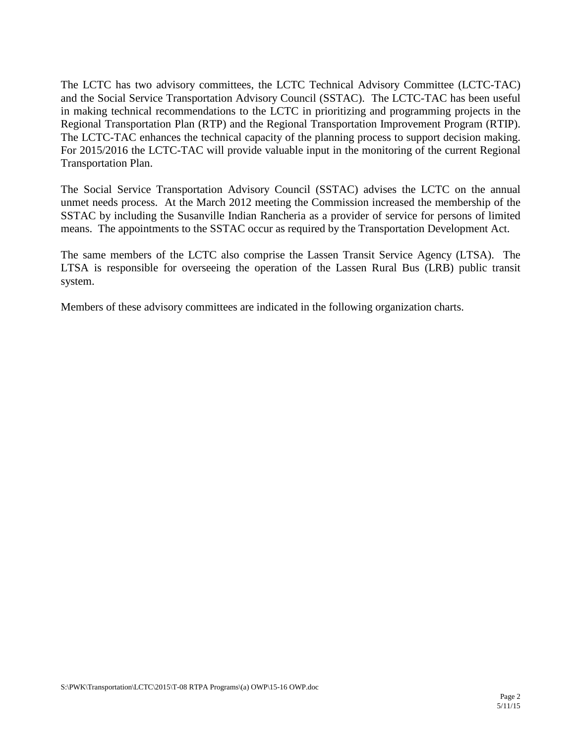The LCTC has two advisory committees, the LCTC Technical Advisory Committee (LCTC-TAC) and the Social Service Transportation Advisory Council (SSTAC). The LCTC-TAC has been useful in making technical recommendations to the LCTC in prioritizing and programming projects in the Regional Transportation Plan (RTP) and the Regional Transportation Improvement Program (RTIP). The LCTC-TAC enhances the technical capacity of the planning process to support decision making. For 2015/2016 the LCTC-TAC will provide valuable input in the monitoring of the current Regional Transportation Plan.

The Social Service Transportation Advisory Council (SSTAC) advises the LCTC on the annual unmet needs process. At the March 2012 meeting the Commission increased the membership of the SSTAC by including the Susanville Indian Rancheria as a provider of service for persons of limited means. The appointments to the SSTAC occur as required by the Transportation Development Act.

The same members of the LCTC also comprise the Lassen Transit Service Agency (LTSA). The LTSA is responsible for overseeing the operation of the Lassen Rural Bus (LRB) public transit system.

Members of these advisory committees are indicated in the following organization charts.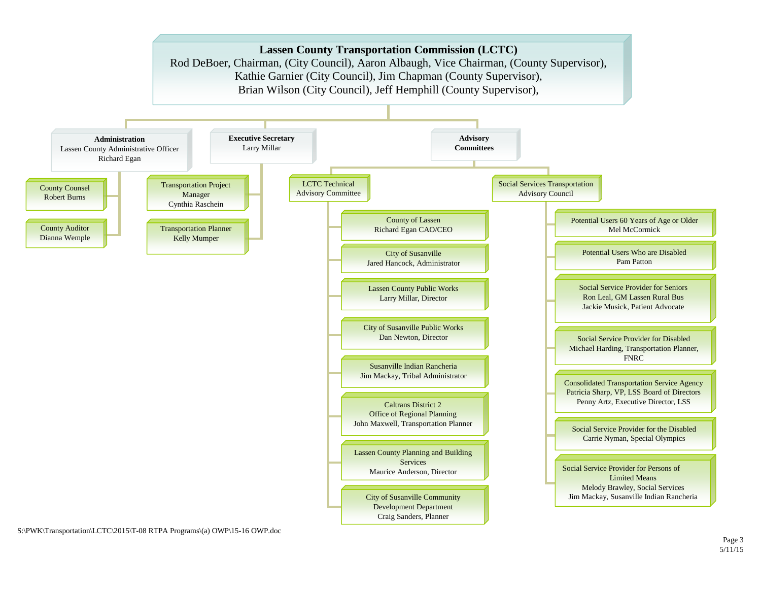# Lassen County Transportation Commission (LCTC)

Rod DeBoer, Chairman, (City Council), Aaron Albaugh, Vice Chairman, (County Supervisor),
Kathie Garnier (City Council), Jim Chapman (County Supervisor),
Brian Wilson (City Council), Jeff Hemphill (County Supervisor),

## Administration

Lassen County Administrative Officer
Richard Egan

- County Counsel
  Robert Burns
- County Auditor
  Dianna Wemple

## Executive Secretary

Larry Millar

- Transportation Project Manager
  Cynthia Raschein
- Transportation Planner
  Kelly Mumper

## Advisory Committees

### LCTC Technical Advisory Committee

- County of Lassen
  Richard Egan CAO/CEO
- City of Susanville
  Jared Hancock, Administrator
- Lassen County Public Works
  Larry Millar, Director
- City of Susanville Public Works
  Dan Newton, Director
- Susanville Indian Rancheria
  Jim Mackay, Tribal Administrator
- Caltrans District 2
  Office of Regional Planning
  John Maxwell, Transportation Planner
- Lassen County Planning and Building Services
  Maurice Anderson, Director
- City of Susanville Community Development Department
  Craig Sanders, Planner

### Social Services Transportation Advisory Council

- Potential Users 60 Years of Age or Older
  Mel McCormick
- Potential Users Who are Disabled
  Pam Patton
- Social Service Provider for Seniors
  Ron Leal, GM Lassen Rural Bus
  Jackie Musick, Patient Advocate
- Social Service Provider for Disabled
  Michael Harding, Transportation Planner, FNRC
- Consolidated Transportation Service Agency
  Patricia Sharp, VP, LSS Board of Directors
  Penny Artz, Executive Director, LSS
- Social Service Provider for the Disabled
  Carrie Nyman, Special Olympics
- Social Service Provider for Persons of Limited Means
  Melody Brawley, Social Services
  Jim Mackay, Susanville Indian Rancheria

S:\PWK\Transportation\LCTC\2015\T-08 RTPA Programs\(a) OWP\15-16 OWP.doc

5/11/15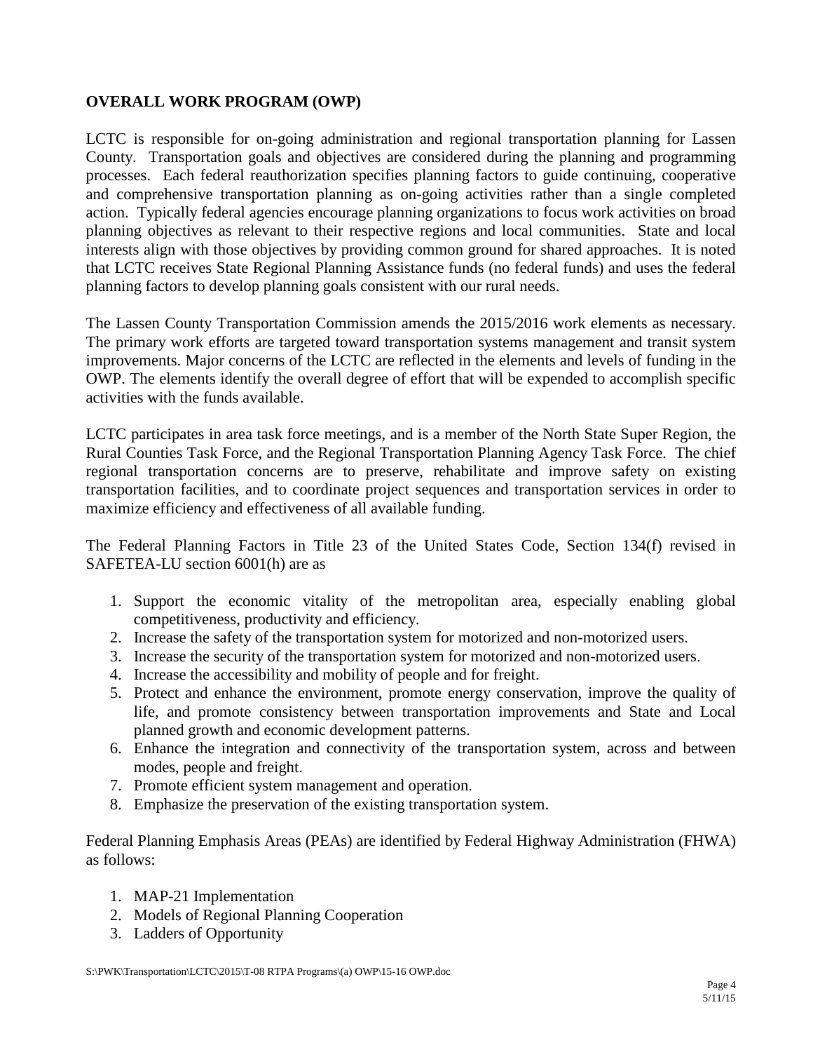## OVERALL WORK PROGRAM (OWP)

LCTC is responsible for on-going administration and regional transportation planning for Lassen County. Transportation goals and objectives are considered during the planning and programming processes. Each federal reauthorization specifies planning factors to guide continuing, cooperative and comprehensive transportation planning as on-going activities rather than a single completed action. Typically federal agencies encourage planning organizations to focus work activities on broad planning objectives as relevant to their respective regions and local communities. State and local interests align with those objectives by providing common ground for shared approaches. It is noted that LCTC receives State Regional Planning Assistance funds (no federal funds) and uses the federal planning factors to develop planning goals consistent with our rural needs.

The Lassen County Transportation Commission amends the 2015/2016 work elements as necessary. The primary work efforts are targeted toward transportation systems management and transit system improvements. Major concerns of the LCTC are reflected in the elements and levels of funding in the OWP. The elements identify the overall degree of effort that will be expended to accomplish specific activities with the funds available.

LCTC participates in area task force meetings, and is a member of the North State Super Region, the Rural Counties Task Force, and the Regional Transportation Planning Agency Task Force. The chief regional transportation concerns are to preserve, rehabilitate and improve safety on existing transportation facilities, and to coordinate project sequences and transportation services in order to maximize efficiency and effectiveness of all available funding.

The Federal Planning Factors in Title 23 of the United States Code, Section 134(f) revised in SAFETEA-LU section 6001(h) are as

1. Support the economic vitality of the metropolitan area, especially enabling global competitiveness, productivity and efficiency.
2. Increase the safety of the transportation system for motorized and non-motorized users.
3. Increase the security of the transportation system for motorized and non-motorized users.
4. Increase the accessibility and mobility of people and for freight.
5. Protect and enhance the environment, promote energy conservation, improve the quality of life, and promote consistency between transportation improvements and State and Local planned growth and economic development patterns.
6. Enhance the integration and connectivity of the transportation system, across and between modes, people and freight.
7. Promote efficient system management and operation.
8. Emphasize the preservation of the existing transportation system.

Federal Planning Emphasis Areas (PEAs) are identified by Federal Highway Administration (FHWA) as follows:

1. MAP-21 Implementation
2. Models of Regional Planning Cooperation
3. Ladders of Opportunity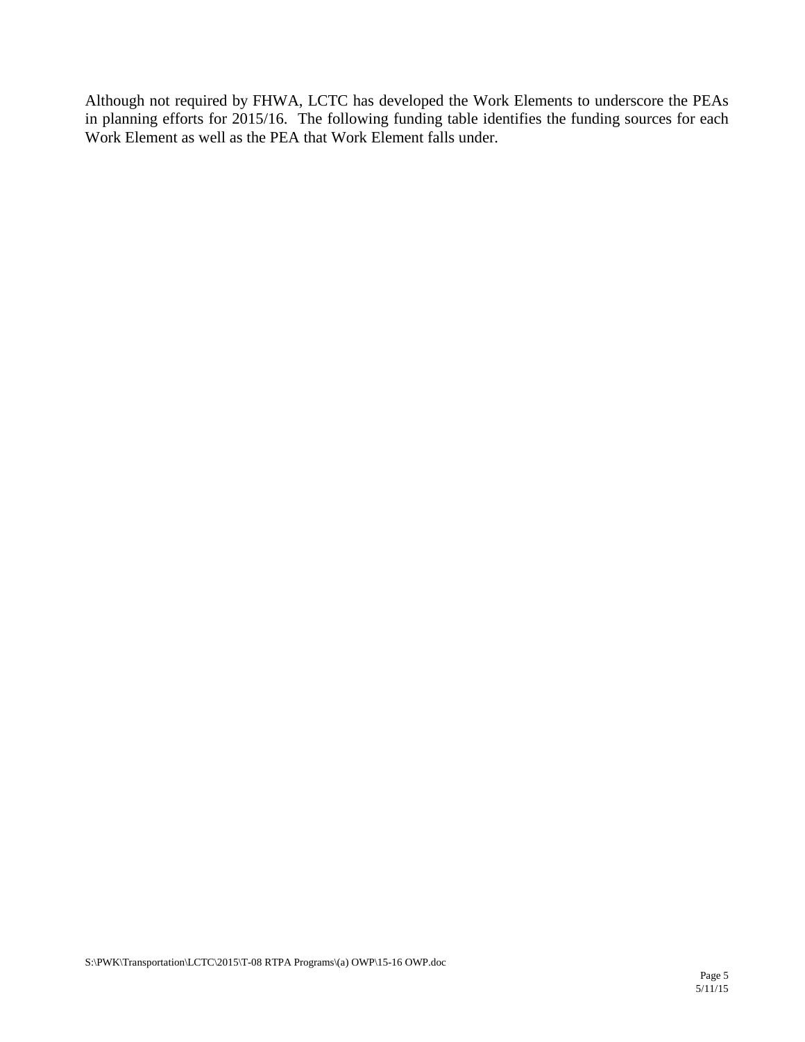Although not required by FHWA, LCTC has developed the Work Elements to underscore the PEAs in planning efforts for 2015/16. The following funding table identifies the funding sources for each Work Element as well as the PEA that Work Element falls under.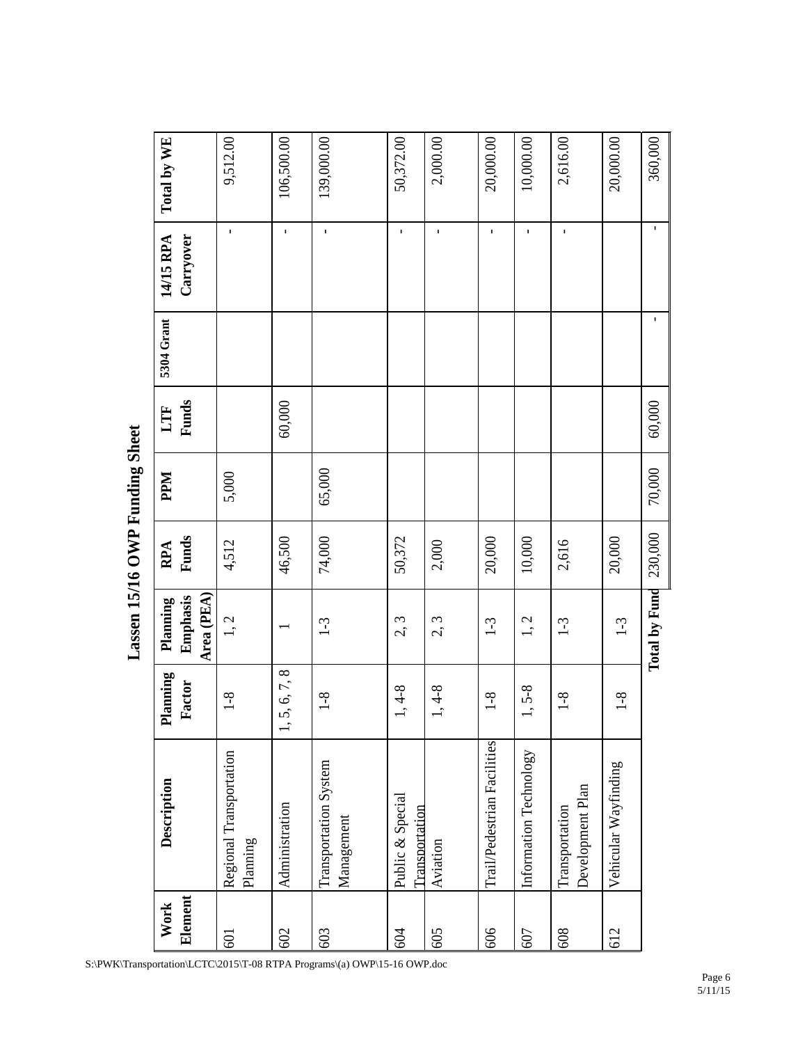# Lassen 15/16 OWP Funding Sheet

| Work Element | Description | Planning Factor | Planning Emphasis Area (PEA) | RPA Funds | PPM | LTF Funds | 5304 Grant | 14/15 RPA Carryover | Total by WE |
|---|---|---|---|---|---|---|---|---|---|
| 601 | Regional Transportation Planning | 1-8 | 1, 2 | 4,512 | 5,000 | | | - | 9,512.00 |
| 602 | Administration | 1, 5, 6, 7, 8 | 1 | 46,500 | | 60,000 | | - | 106,500.00 |
| 603 | Transportation System Management | 1-8 | 1-3 | 74,000 | 65,000 | | | - | 139,000.00 |
| 604 | Public & Special Transportation | 1, 4-8 | 2, 3 | 50,372 | | | | - | 50,372.00 |
| 605 | Aviation | 1, 4-8 | 2, 3 | 2,000 | | | | - | 2,000.00 |
| 606 | Trail/Pedestrian Facilities | 1-8 | 1-3 | 20,000 | | | | - | 20,000.00 |
| 607 | Information Technology | 1, 5-8 | 1, 2 | 10,000 | | | | - | 10,000.00 |
| 608 | Transportation Development Plan | 1-8 | 1-3 | 2,616 | | | | - | 2,616.00 |
| 612 | Vehicular Wayfinding | 1-8 | 1-3 | 20,000 | | | | | 20,000.00 |
| | | | **Total by Fund** | 230,000 | 70,000 | 60,000 | - | - | 360,000 |

S:\PWK\Transportation\LCTC\2015\T-08 RTPA Programs\(a) OWP\15-16 OWP.doc

5/11/15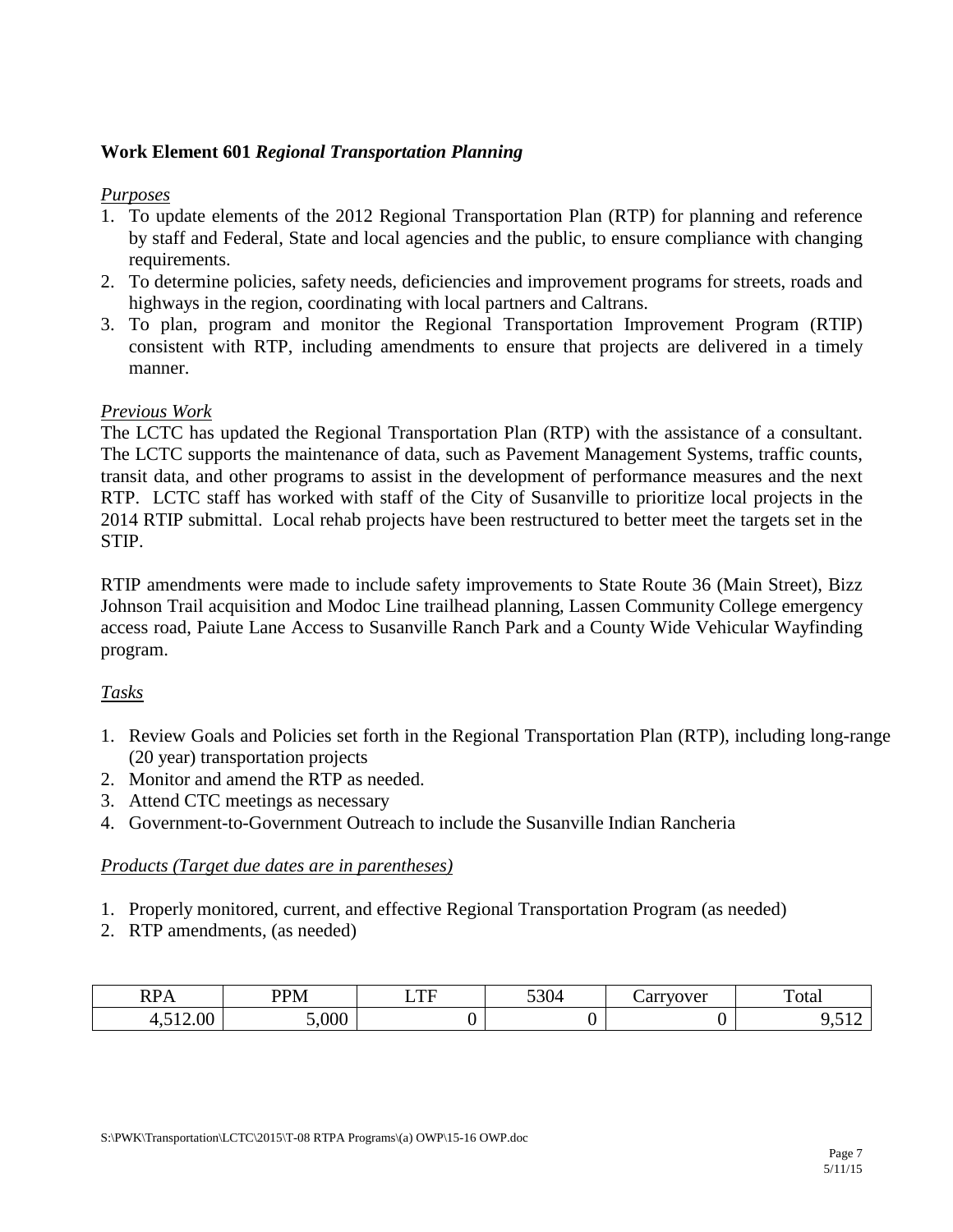**Work Element 601** ***Regional Transportation Planning***

*Purposes*

1. To update elements of the 2012 Regional Transportation Plan (RTP) for planning and reference by staff and Federal, State and local agencies and the public, to ensure compliance with changing requirements.
2. To determine policies, safety needs, deficiencies and improvement programs for streets, roads and highways in the region, coordinating with local partners and Caltrans.
3. To plan, program and monitor the Regional Transportation Improvement Program (RTIP) consistent with RTP, including amendments to ensure that projects are delivered in a timely manner.

*Previous Work*

The LCTC has updated the Regional Transportation Plan (RTP) with the assistance of a consultant. The LCTC supports the maintenance of data, such as Pavement Management Systems, traffic counts, transit data, and other programs to assist in the development of performance measures and the next RTP. LCTC staff has worked with staff of the City of Susanville to prioritize local projects in the 2014 RTIP submittal. Local rehab projects have been restructured to better meet the targets set in the STIP.

RTIP amendments were made to include safety improvements to State Route 36 (Main Street), Bizz Johnson Trail acquisition and Modoc Line trailhead planning, Lassen Community College emergency access road, Paiute Lane Access to Susanville Ranch Park and a County Wide Vehicular Wayfinding program.

*Tasks*

1. Review Goals and Policies set forth in the Regional Transportation Plan (RTP), including long-range (20 year) transportation projects
2. Monitor and amend the RTP as needed.
3. Attend CTC meetings as necessary
4. Government-to-Government Outreach to include the Susanville Indian Rancheria

*Products (Target due dates are in parentheses)*

1. Properly monitored, current, and effective Regional Transportation Program (as needed)
2. RTP amendments, (as needed)

| RPA | PPM | LTF | 5304 | Carryover | Total |
|---|---|---|---|---|---|
| 4,512.00 | 5,000 | 0 | 0 | 0 | 9,512 |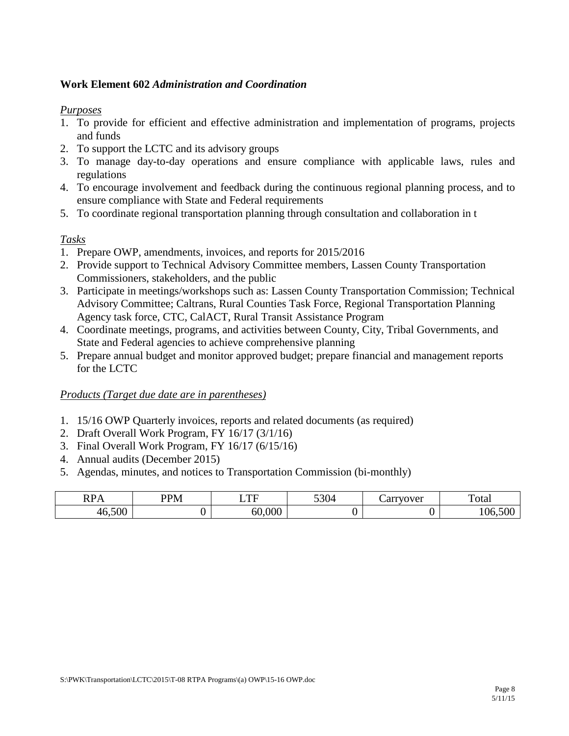**Work Element 602** ***Administration and Coordination***

*Purposes*

1. To provide for efficient and effective administration and implementation of programs, projects and funds
2. To support the LCTC and its advisory groups
3. To manage day-to-day operations and ensure compliance with applicable laws, rules and regulations
4. To encourage involvement and feedback during the continuous regional planning process, and to ensure compliance with State and Federal requirements
5. To coordinate regional transportation planning through consultation and collaboration in t

*Tasks*

1. Prepare OWP, amendments, invoices, and reports for 2015/2016
2. Provide support to Technical Advisory Committee members, Lassen County Transportation Commissioners, stakeholders, and the public
3. Participate in meetings/workshops such as: Lassen County Transportation Commission; Technical Advisory Committee; Caltrans, Rural Counties Task Force, Regional Transportation Planning Agency task force, CTC, CalACT, Rural Transit Assistance Program
4. Coordinate meetings, programs, and activities between County, City, Tribal Governments, and State and Federal agencies to achieve comprehensive planning
5. Prepare annual budget and monitor approved budget; prepare financial and management reports for the LCTC

*Products (Target due date are in parentheses)*

1. 15/16 OWP Quarterly invoices, reports and related documents (as required)
2. Draft Overall Work Program, FY 16/17 (3/1/16)
3. Final Overall Work Program, FY 16/17 (6/15/16)
4. Annual audits (December 2015)
5. Agendas, minutes, and notices to Transportation Commission (bi-monthly)

| RPA | PPM | LTF | 5304 | Carryover | Total |
|---|---|---|---|---|---|
| 46,500 | 0 | 60,000 | 0 | 0 | 106,500 |

S:\PWK\Transportation\LCTC\2015\T-08 RTPA Programs\(a) OWP\15-16 OWP.doc

5/11/15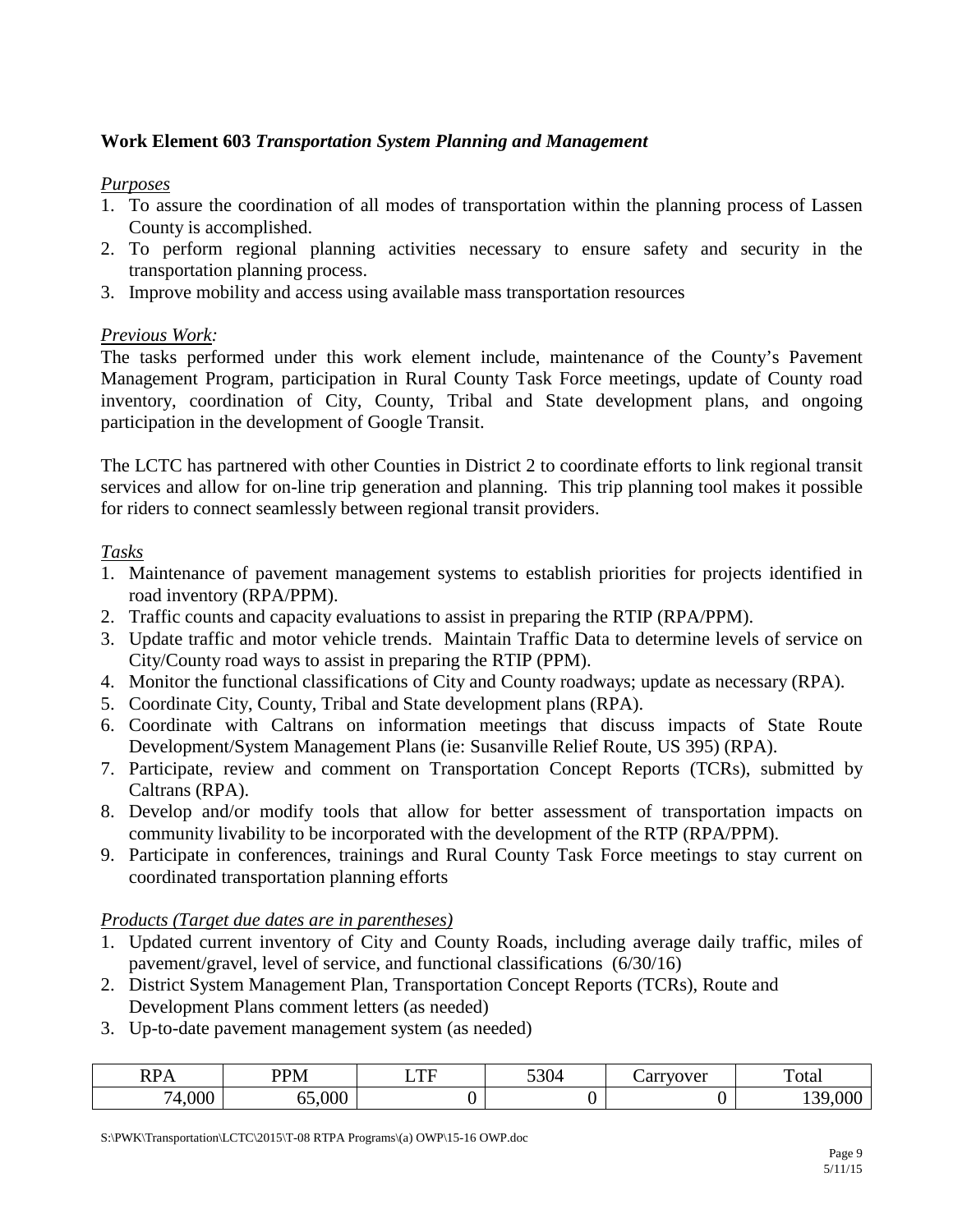## **Work Element 603** ***Transportation System Planning and Management***

*Purposes*

1. To assure the coordination of all modes of transportation within the planning process of Lassen County is accomplished.
2. To perform regional planning activities necessary to ensure safety and security in the transportation planning process.
3. Improve mobility and access using available mass transportation resources

*Previous Work:*

The tasks performed under this work element include, maintenance of the County's Pavement Management Program, participation in Rural County Task Force meetings, update of County road inventory, coordination of City, County, Tribal and State development plans, and ongoing participation in the development of Google Transit.

The LCTC has partnered with other Counties in District 2 to coordinate efforts to link regional transit services and allow for on-line trip generation and planning. This trip planning tool makes it possible for riders to connect seamlessly between regional transit providers.

*Tasks*

1. Maintenance of pavement management systems to establish priorities for projects identified in road inventory (RPA/PPM).
2. Traffic counts and capacity evaluations to assist in preparing the RTIP (RPA/PPM).
3. Update traffic and motor vehicle trends. Maintain Traffic Data to determine levels of service on City/County road ways to assist in preparing the RTIP (PPM).
4. Monitor the functional classifications of City and County roadways; update as necessary (RPA).
5. Coordinate City, County, Tribal and State development plans (RPA).
6. Coordinate with Caltrans on information meetings that discuss impacts of State Route Development/System Management Plans (ie: Susanville Relief Route, US 395) (RPA).
7. Participate, review and comment on Transportation Concept Reports (TCRs), submitted by Caltrans (RPA).
8. Develop and/or modify tools that allow for better assessment of transportation impacts on community livability to be incorporated with the development of the RTP (RPA/PPM).
9. Participate in conferences, trainings and Rural County Task Force meetings to stay current on coordinated transportation planning efforts

*Products (Target due dates are in parentheses)*

1. Updated current inventory of City and County Roads, including average daily traffic, miles of pavement/gravel, level of service, and functional classifications (6/30/16)
2. District System Management Plan, Transportation Concept Reports (TCRs), Route and Development Plans comment letters (as needed)
3. Up-to-date pavement management system (as needed)

| RPA | PPM | LTF | 5304 | Carryover | Total |
|---|---|---|---|---|---|
| 74,000 | 65,000 | 0 | 0 | 0 | 139,000 |

S:\PWK\Transportation\LCTC\2015\T-08 RTPA Programs\(a) OWP\15-16 OWP.doc

5/11/15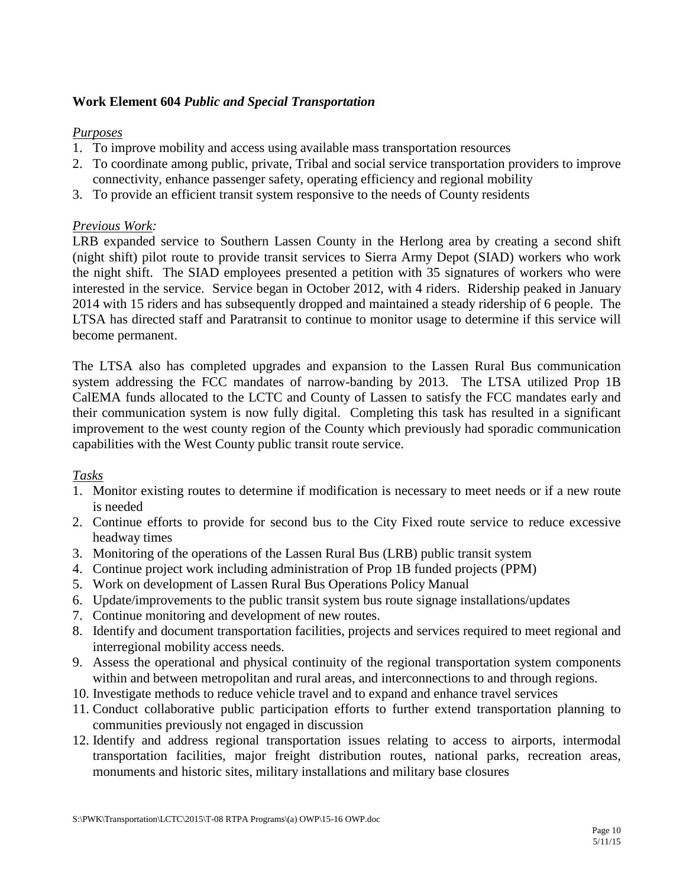**Work Element 604** ***Public and Special Transportation***

*Purposes*

1. To improve mobility and access using available mass transportation resources
2. To coordinate among public, private, Tribal and social service transportation providers to improve connectivity, enhance passenger safety, operating efficiency and regional mobility
3. To provide an efficient transit system responsive to the needs of County residents

*Previous Work:*

LRB expanded service to Southern Lassen County in the Herlong area by creating a second shift (night shift) pilot route to provide transit services to Sierra Army Depot (SIAD) workers who work the night shift. The SIAD employees presented a petition with 35 signatures of workers who were interested in the service. Service began in October 2012, with 4 riders. Ridership peaked in January 2014 with 15 riders and has subsequently dropped and maintained a steady ridership of 6 people. The LTSA has directed staff and Paratransit to continue to monitor usage to determine if this service will become permanent.

The LTSA also has completed upgrades and expansion to the Lassen Rural Bus communication system addressing the FCC mandates of narrow-banding by 2013. The LTSA utilized Prop 1B CalEMA funds allocated to the LCTC and County of Lassen to satisfy the FCC mandates early and their communication system is now fully digital. Completing this task has resulted in a significant improvement to the west county region of the County which previously had sporadic communication capabilities with the West County public transit route service.

*Tasks*

1. Monitor existing routes to determine if modification is necessary to meet needs or if a new route is needed
2. Continue efforts to provide for second bus to the City Fixed route service to reduce excessive headway times
3. Monitoring of the operations of the Lassen Rural Bus (LRB) public transit system
4. Continue project work including administration of Prop 1B funded projects (PPM)
5. Work on development of Lassen Rural Bus Operations Policy Manual
6. Update/improvements to the public transit system bus route signage installations/updates
7. Continue monitoring and development of new routes.
8. Identify and document transportation facilities, projects and services required to meet regional and interregional mobility access needs.
9. Assess the operational and physical continuity of the regional transportation system components within and between metropolitan and rural areas, and interconnections to and through regions.
10. Investigate methods to reduce vehicle travel and to expand and enhance travel services
11. Conduct collaborative public participation efforts to further extend transportation planning to communities previously not engaged in discussion
12. Identify and address regional transportation issues relating to access to airports, intermodal transportation facilities, major freight distribution routes, national parks, recreation areas, monuments and historic sites, military installations and military base closures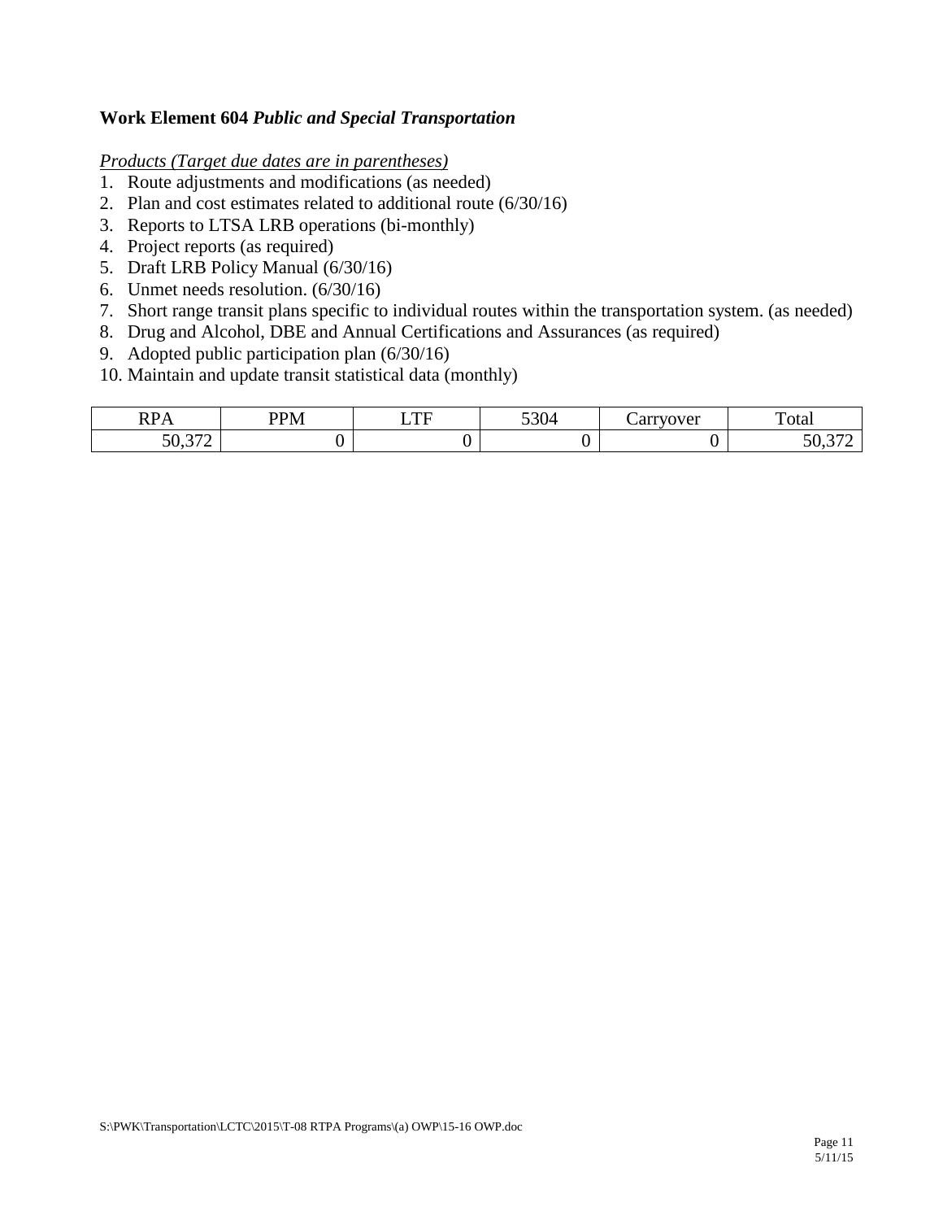**Work Element 604** ***Public and Special Transportation***

*Products (Target due dates are in parentheses)*

1. Route adjustments and modifications (as needed)
2. Plan and cost estimates related to additional route (6/30/16)
3. Reports to LTSA LRB operations (bi-monthly)
4. Project reports (as required)
5. Draft LRB Policy Manual (6/30/16)
6. Unmet needs resolution. (6/30/16)
7. Short range transit plans specific to individual routes within the transportation system. (as needed)
8. Drug and Alcohol, DBE and Annual Certifications and Assurances (as required)
9. Adopted public participation plan (6/30/16)
10. Maintain and update transit statistical data (monthly)

| RPA | PPM | LTF | 5304 | Carryover | Total |
|---|---|---|---|---|---|
| 50,372 | 0 | 0 | 0 | 0 | 50,372 |

S:\PWK\Transportation\LCTC\2015\T-08 RTPA Programs\(a) OWP\15-16 OWP.doc

5/11/15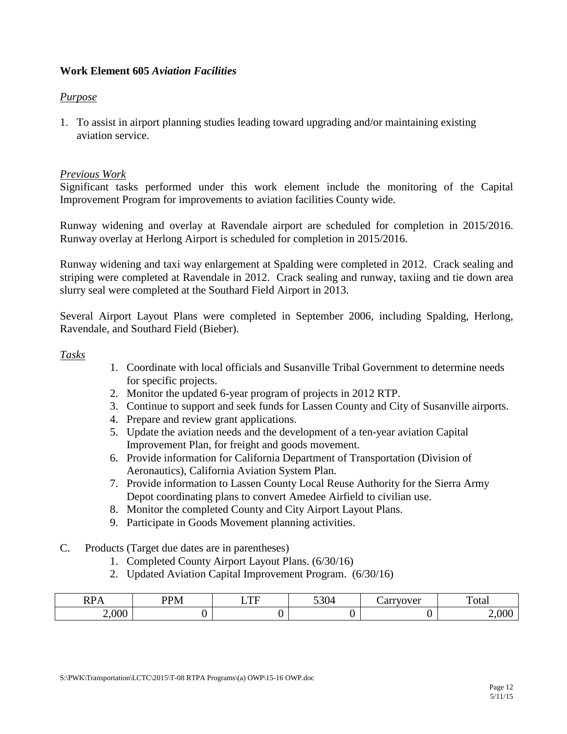## Work Element 605 *Aviation Facilities*

*Purpose*

1. To assist in airport planning studies leading toward upgrading and/or maintaining existing aviation service.

*Previous Work*

Significant tasks performed under this work element include the monitoring of the Capital Improvement Program for improvements to aviation facilities County wide.

Runway widening and overlay at Ravendale airport are scheduled for completion in 2015/2016. Runway overlay at Herlong Airport is scheduled for completion in 2015/2016.

Runway widening and taxi way enlargement at Spalding were completed in 2012. Crack sealing and striping were completed at Ravendale in 2012. Crack sealing and runway, taxiing and tie down area slurry seal were completed at the Southard Field Airport in 2013.

Several Airport Layout Plans were completed in September 2006, including Spalding, Herlong, Ravendale, and Southard Field (Bieber).

*Tasks*

1. Coordinate with local officials and Susanville Tribal Government to determine needs for specific projects.
2. Monitor the updated 6-year program of projects in 2012 RTP.
3. Continue to support and seek funds for Lassen County and City of Susanville airports.
4. Prepare and review grant applications.
5. Update the aviation needs and the development of a ten-year aviation Capital Improvement Plan, for freight and goods movement.
6. Provide information for California Department of Transportation (Division of Aeronautics), California Aviation System Plan.
7. Provide information to Lassen County Local Reuse Authority for the Sierra Army Depot coordinating plans to convert Amedee Airfield to civilian use.
8. Monitor the completed County and City Airport Layout Plans.
9. Participate in Goods Movement planning activities.

C. Products (Target due dates are in parentheses)

1. Completed County Airport Layout Plans. (6/30/16)
2. Updated Aviation Capital Improvement Program. (6/30/16)

| RPA | PPM | LTF | 5304 | Carryover | Total |
|---|---|---|---|---|---|
| 2,000 | 0 | 0 | 0 | 0 | 2,000 |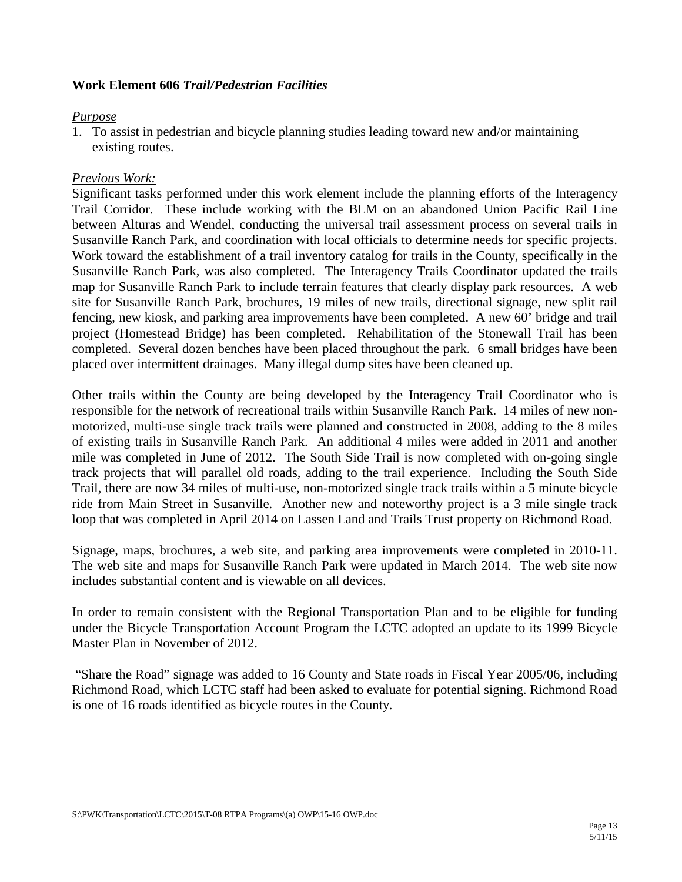**Work Element 606** ***Trail/Pedestrian Facilities***

*Purpose*

1. To assist in pedestrian and bicycle planning studies leading toward new and/or maintaining existing routes.

*Previous Work:*

Significant tasks performed under this work element include the planning efforts of the Interagency Trail Corridor. These include working with the BLM on an abandoned Union Pacific Rail Line between Alturas and Wendel, conducting the universal trail assessment process on several trails in Susanville Ranch Park, and coordination with local officials to determine needs for specific projects. Work toward the establishment of a trail inventory catalog for trails in the County, specifically in the Susanville Ranch Park, was also completed. The Interagency Trails Coordinator updated the trails map for Susanville Ranch Park to include terrain features that clearly display park resources. A web site for Susanville Ranch Park, brochures, 19 miles of new trails, directional signage, new split rail fencing, new kiosk, and parking area improvements have been completed. A new 60' bridge and trail project (Homestead Bridge) has been completed. Rehabilitation of the Stonewall Trail has been completed. Several dozen benches have been placed throughout the park. 6 small bridges have been placed over intermittent drainages. Many illegal dump sites have been cleaned up.

Other trails within the County are being developed by the Interagency Trail Coordinator who is responsible for the network of recreational trails within Susanville Ranch Park. 14 miles of new non-motorized, multi-use single track trails were planned and constructed in 2008, adding to the 8 miles of existing trails in Susanville Ranch Park. An additional 4 miles were added in 2011 and another mile was completed in June of 2012. The South Side Trail is now completed with on-going single track projects that will parallel old roads, adding to the trail experience. Including the South Side Trail, there are now 34 miles of multi-use, non-motorized single track trails within a 5 minute bicycle ride from Main Street in Susanville. Another new and noteworthy project is a 3 mile single track loop that was completed in April 2014 on Lassen Land and Trails Trust property on Richmond Road.

Signage, maps, brochures, a web site, and parking area improvements were completed in 2010-11. The web site and maps for Susanville Ranch Park were updated in March 2014. The web site now includes substantial content and is viewable on all devices.

In order to remain consistent with the Regional Transportation Plan and to be eligible for funding under the Bicycle Transportation Account Program the LCTC adopted an update to its 1999 Bicycle Master Plan in November of 2012.

"Share the Road" signage was added to 16 County and State roads in Fiscal Year 2005/06, including Richmond Road, which LCTC staff had been asked to evaluate for potential signing. Richmond Road is one of 16 roads identified as bicycle routes in the County.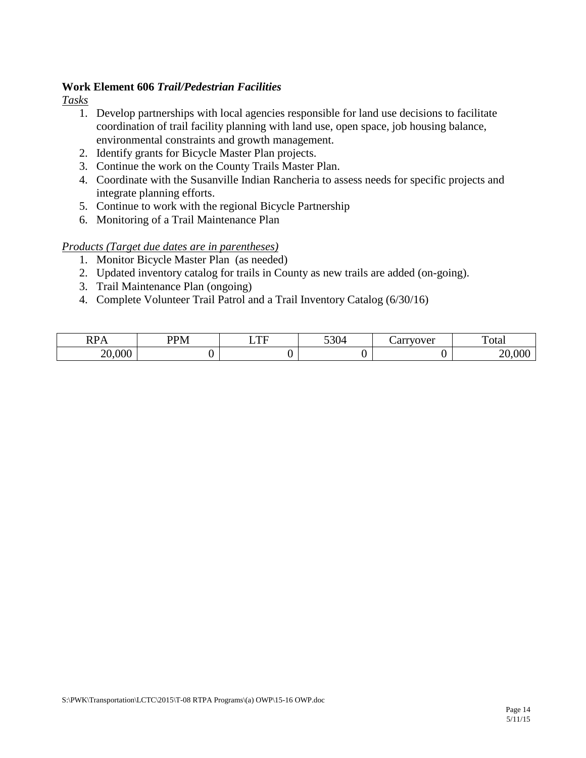**Work Element 606 *Trail/Pedestrian Facilities***

*Tasks*

1. Develop partnerships with local agencies responsible for land use decisions to facilitate coordination of trail facility planning with land use, open space, job housing balance, environmental constraints and growth management.
2. Identify grants for Bicycle Master Plan projects.
3. Continue the work on the County Trails Master Plan.
4. Coordinate with the Susanville Indian Rancheria to assess needs for specific projects and integrate planning efforts.
5. Continue to work with the regional Bicycle Partnership
6. Monitoring of a Trail Maintenance Plan

*Products (Target due dates are in parentheses)*

1. Monitor Bicycle Master Plan (as needed)
2. Updated inventory catalog for trails in County as new trails are added (on-going).
3. Trail Maintenance Plan (ongoing)
4. Complete Volunteer Trail Patrol and a Trail Inventory Catalog (6/30/16)

| RPA | PPM | LTF | 5304 | Carryover | Total |
|---|---|---|---|---|---|
| 20,000 | 0 | 0 | 0 | 0 | 20,000 |

S:\PWK\Transportation\LCTC\2015\T-08 RTPA Programs\(a) OWP\15-16 OWP.doc

5/11/15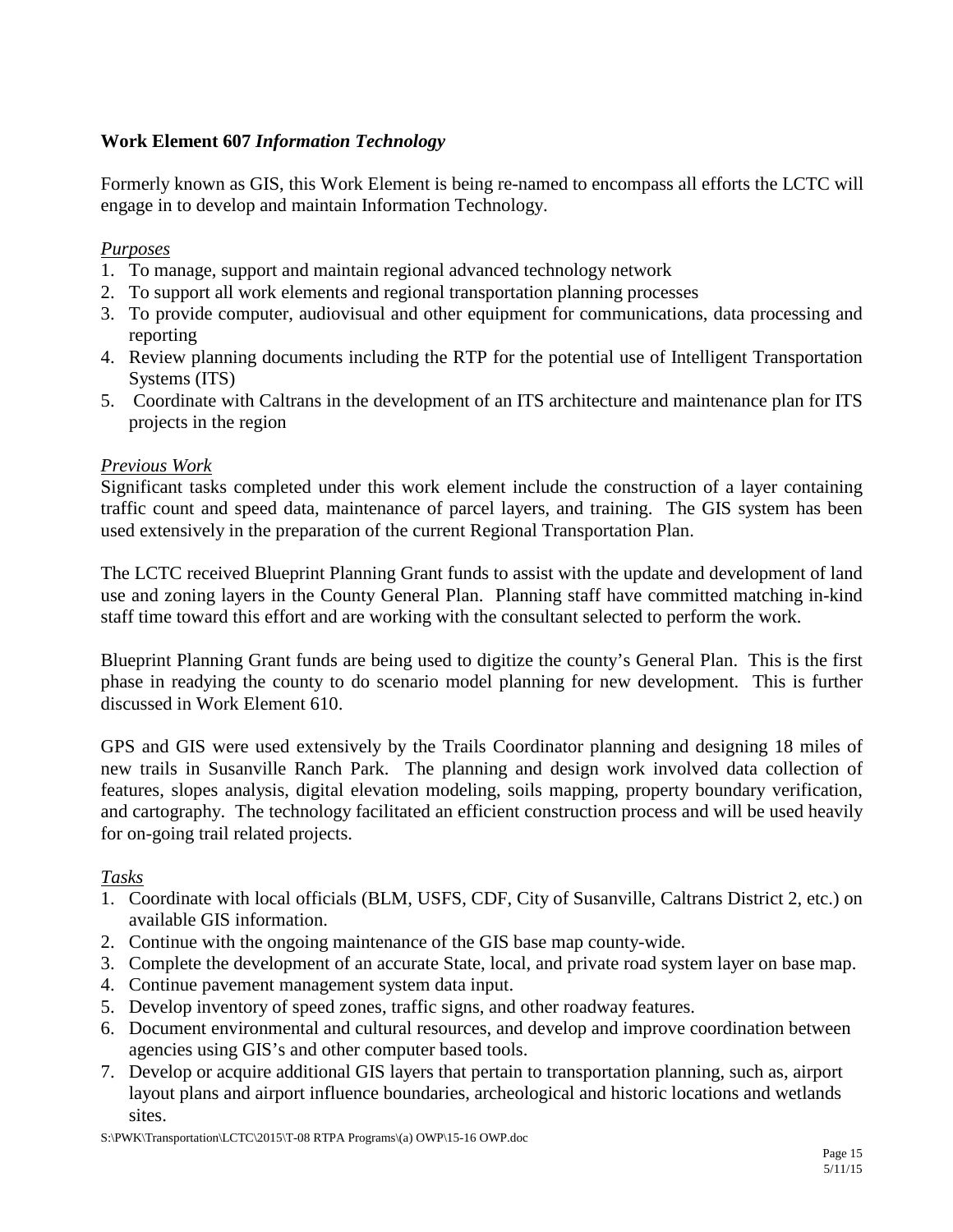**Work Element 607** ***Information Technology***

Formerly known as GIS, this Work Element is being re-named to encompass all efforts the LCTC will engage in to develop and maintain Information Technology.

*Purposes*

1. To manage, support and maintain regional advanced technology network
2. To support all work elements and regional transportation planning processes
3. To provide computer, audiovisual and other equipment for communications, data processing and reporting
4. Review planning documents including the RTP for the potential use of Intelligent Transportation Systems (ITS)
5. Coordinate with Caltrans in the development of an ITS architecture and maintenance plan for ITS projects in the region

*Previous Work*

Significant tasks completed under this work element include the construction of a layer containing traffic count and speed data, maintenance of parcel layers, and training. The GIS system has been used extensively in the preparation of the current Regional Transportation Plan.

The LCTC received Blueprint Planning Grant funds to assist with the update and development of land use and zoning layers in the County General Plan. Planning staff have committed matching in-kind staff time toward this effort and are working with the consultant selected to perform the work.

Blueprint Planning Grant funds are being used to digitize the county's General Plan. This is the first phase in readying the county to do scenario model planning for new development. This is further discussed in Work Element 610.

GPS and GIS were used extensively by the Trails Coordinator planning and designing 18 miles of new trails in Susanville Ranch Park. The planning and design work involved data collection of features, slopes analysis, digital elevation modeling, soils mapping, property boundary verification, and cartography. The technology facilitated an efficient construction process and will be used heavily for on-going trail related projects.

*Tasks*

1. Coordinate with local officials (BLM, USFS, CDF, City of Susanville, Caltrans District 2, etc.) on available GIS information.
2. Continue with the ongoing maintenance of the GIS base map county-wide.
3. Complete the development of an accurate State, local, and private road system layer on base map.
4. Continue pavement management system data input.
5. Develop inventory of speed zones, traffic signs, and other roadway features.
6. Document environmental and cultural resources, and develop and improve coordination between agencies using GIS's and other computer based tools.
7. Develop or acquire additional GIS layers that pertain to transportation planning, such as, airport layout plans and airport influence boundaries, archeological and historic locations and wetlands sites.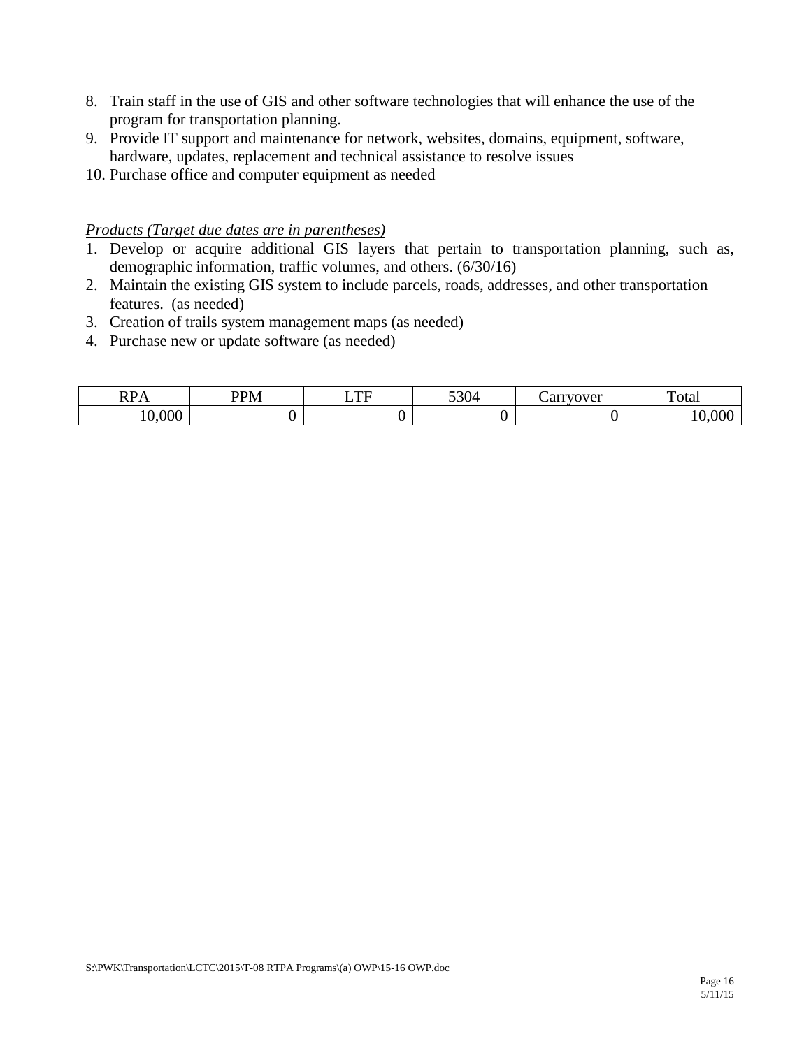8. Train staff in the use of GIS and other software technologies that will enhance the use of the program for transportation planning.
9. Provide IT support and maintenance for network, websites, domains, equipment, software, hardware, updates, replacement and technical assistance to resolve issues
10. Purchase office and computer equipment as needed

*Products (Target due dates are in parentheses)*

1. Develop or acquire additional GIS layers that pertain to transportation planning, such as, demographic information, traffic volumes, and others. (6/30/16)
2. Maintain the existing GIS system to include parcels, roads, addresses, and other transportation features. (as needed)
3. Creation of trails system management maps (as needed)
4. Purchase new or update software (as needed)

| RPA | PPM | LTF | 5304 | Carryover | Total |
|---|---|---|---|---|---|
| 10,000 | 0 | 0 | 0 | 0 | 10,000 |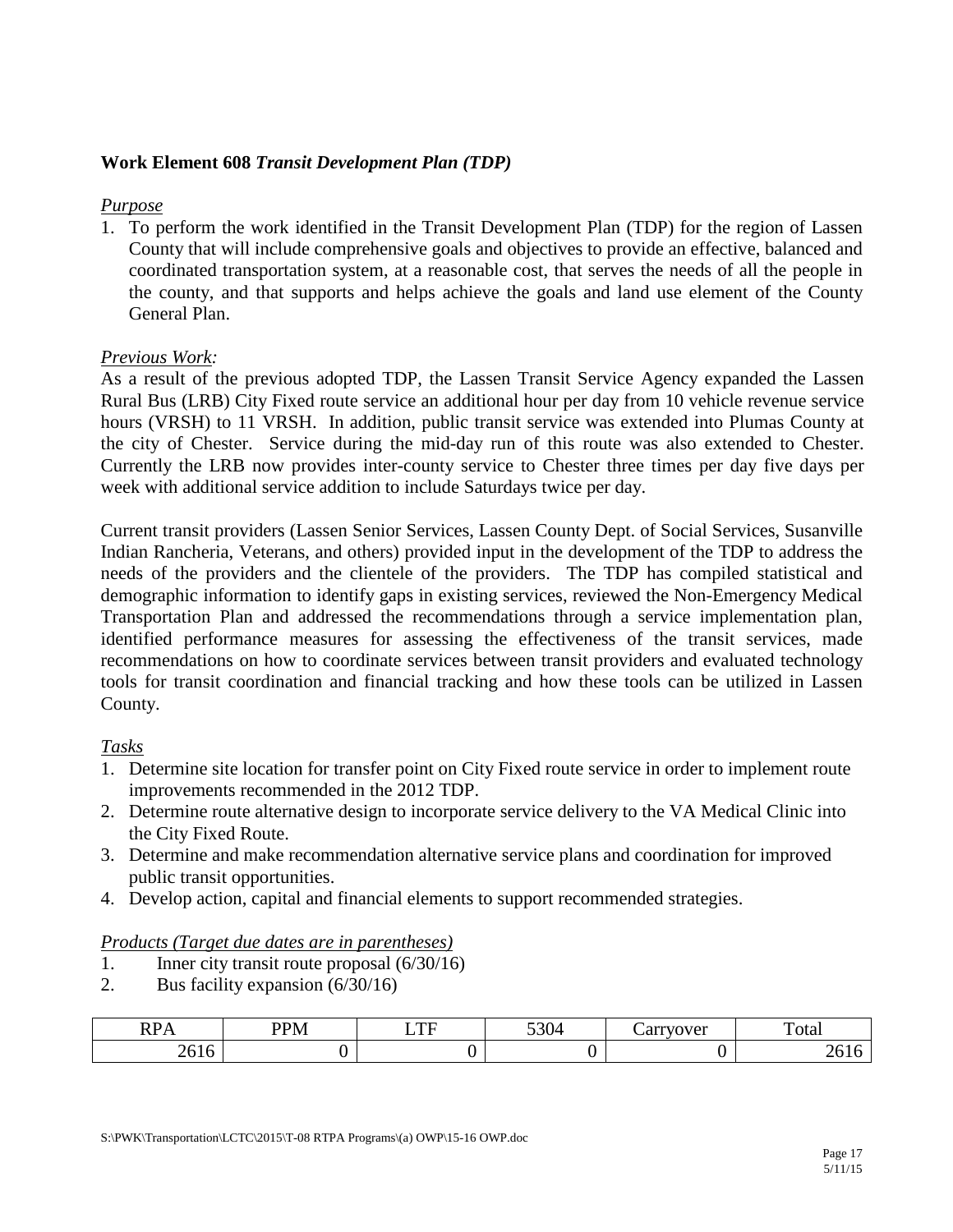**Work Element 608** ***Transit Development Plan (TDP)***

*Purpose*

1. To perform the work identified in the Transit Development Plan (TDP) for the region of Lassen County that will include comprehensive goals and objectives to provide an effective, balanced and coordinated transportation system, at a reasonable cost, that serves the needs of all the people in the county, and that supports and helps achieve the goals and land use element of the County General Plan.

*Previous Work:*

As a result of the previous adopted TDP, the Lassen Transit Service Agency expanded the Lassen Rural Bus (LRB) City Fixed route service an additional hour per day from 10 vehicle revenue service hours (VRSH) to 11 VRSH. In addition, public transit service was extended into Plumas County at the city of Chester. Service during the mid-day run of this route was also extended to Chester. Currently the LRB now provides inter-county service to Chester three times per day five days per week with additional service addition to include Saturdays twice per day.

Current transit providers (Lassen Senior Services, Lassen County Dept. of Social Services, Susanville Indian Rancheria, Veterans, and others) provided input in the development of the TDP to address the needs of the providers and the clientele of the providers. The TDP has compiled statistical and demographic information to identify gaps in existing services, reviewed the Non-Emergency Medical Transportation Plan and addressed the recommendations through a service implementation plan, identified performance measures for assessing the effectiveness of the transit services, made recommendations on how to coordinate services between transit providers and evaluated technology tools for transit coordination and financial tracking and how these tools can be utilized in Lassen County.

*Tasks*

1. Determine site location for transfer point on City Fixed route service in order to implement route improvements recommended in the 2012 TDP.
2. Determine route alternative design to incorporate service delivery to the VA Medical Clinic into the City Fixed Route.
3. Determine and make recommendation alternative service plans and coordination for improved public transit opportunities.
4. Develop action, capital and financial elements to support recommended strategies.

*Products (Target due dates are in parentheses)*

1. Inner city transit route proposal (6/30/16)
2. Bus facility expansion (6/30/16)

| RPA | PPM | LTF | 5304 | Carryover | Total |
|---|---|---|---|---|---|
| 2616 | 0 | 0 | 0 | 0 | 2616 |

S:\PWK\Transportation\LCTC\2015\T-08 RTPA Programs\(a) OWP\15-16 OWP.doc

5/11/15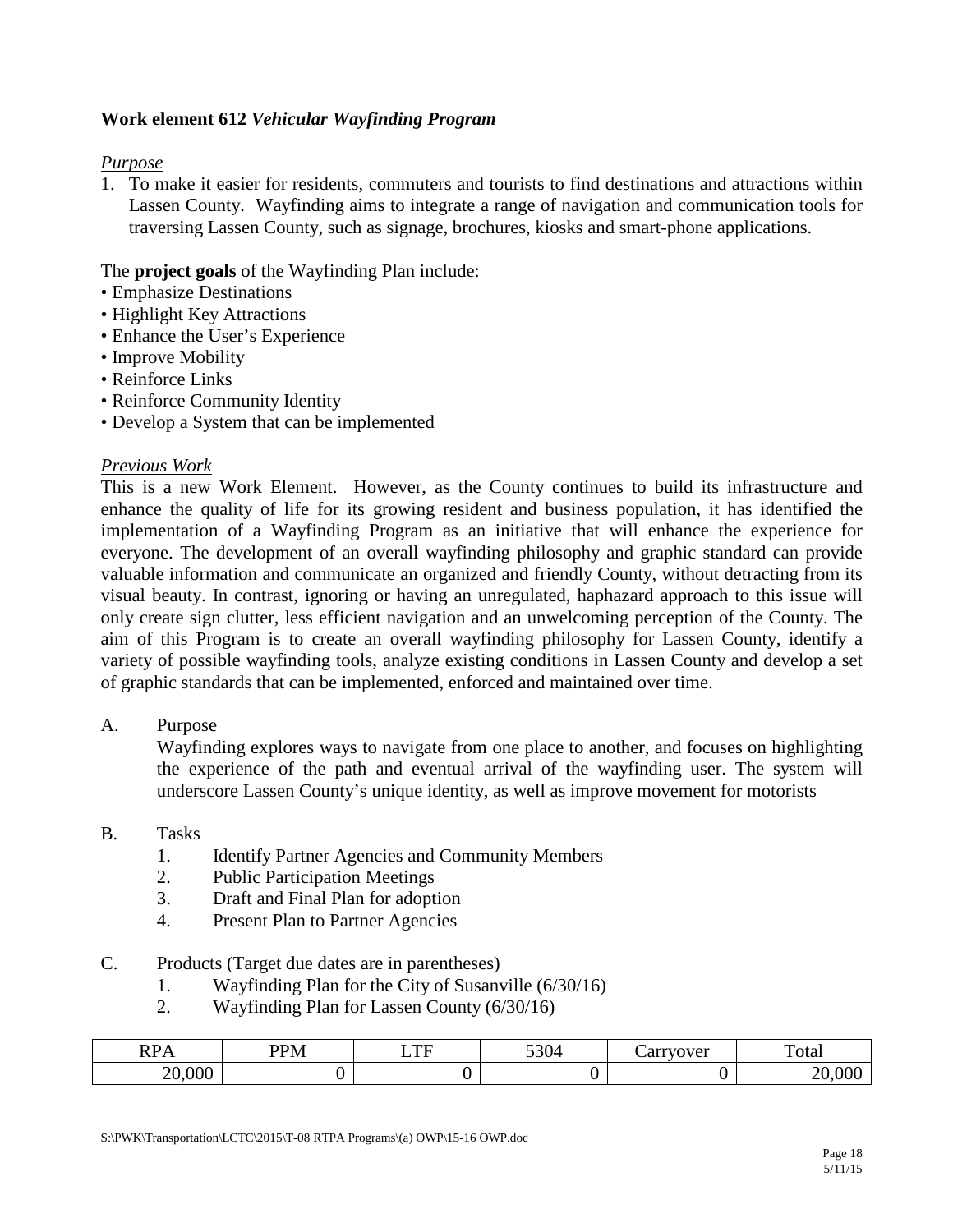## Work element 612 *Vehicular Wayfinding Program*

*Purpose*

1. To make it easier for residents, commuters and tourists to find destinations and attractions within Lassen County. Wayfinding aims to integrate a range of navigation and communication tools for traversing Lassen County, such as signage, brochures, kiosks and smart-phone applications.

The **project goals** of the Wayfinding Plan include:

- Emphasize Destinations
- Highlight Key Attractions
- Enhance the User's Experience
- Improve Mobility
- Reinforce Links
- Reinforce Community Identity
- Develop a System that can be implemented

*Previous Work*

This is a new Work Element. However, as the County continues to build its infrastructure and enhance the quality of life for its growing resident and business population, it has identified the implementation of a Wayfinding Program as an initiative that will enhance the experience for everyone. The development of an overall wayfinding philosophy and graphic standard can provide valuable information and communicate an organized and friendly County, without detracting from its visual beauty. In contrast, ignoring or having an unregulated, haphazard approach to this issue will only create sign clutter, less efficient navigation and an unwelcoming perception of the County. The aim of this Program is to create an overall wayfinding philosophy for Lassen County, identify a variety of possible wayfinding tools, analyze existing conditions in Lassen County and develop a set of graphic standards that can be implemented, enforced and maintained over time.

A. Purpose

Wayfinding explores ways to navigate from one place to another, and focuses on highlighting the experience of the path and eventual arrival of the wayfinding user. The system will underscore Lassen County's unique identity, as well as improve movement for motorists

B. Tasks

1. Identify Partner Agencies and Community Members
2. Public Participation Meetings
3. Draft and Final Plan for adoption
4. Present Plan to Partner Agencies

C. Products (Target due dates are in parentheses)

1. Wayfinding Plan for the City of Susanville (6/30/16)
2. Wayfinding Plan for Lassen County (6/30/16)

| RPA | PPM | LTF | 5304 | Carryover | Total |
|---|---|---|---|---|---|
| 20,000 | 0 | 0 | 0 | 0 | 20,000 |

S:\PWK\Transportation\LCTC\2015\T-08 RTPA Programs\(a) OWP\15-16 OWP.doc

5/11/15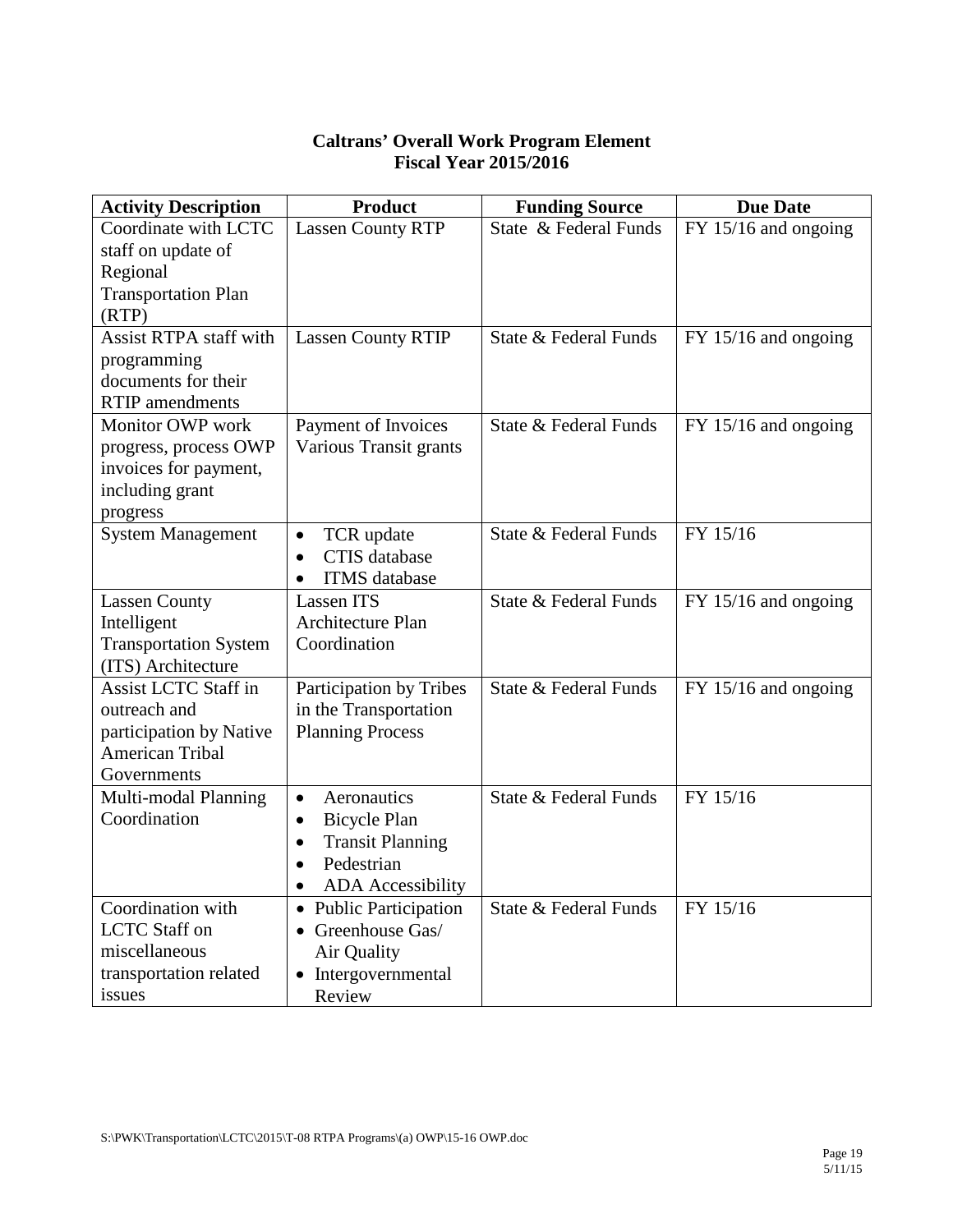**Caltrans' Overall Work Program Element**
**Fiscal Year 2015/2016**

| Activity Description | Product | Funding Source | Due Date |
|---|---|---|---|
| Coordinate with LCTC staff on update of Regional Transportation Plan (RTP) | Lassen County RTP | State & Federal Funds | FY 15/16 and ongoing |
| Assist RTPA staff with programming documents for their RTIP amendments | Lassen County RTIP | State & Federal Funds | FY 15/16 and ongoing |
| Monitor OWP work progress, process OWP invoices for payment, including grant progress | Payment of Invoices Various Transit grants | State & Federal Funds | FY 15/16 and ongoing |
| System Management | • TCR update<br>• CTIS database<br>• ITMS database | State & Federal Funds | FY 15/16 |
| Lassen County Intelligent Transportation System (ITS) Architecture | Lassen ITS Architecture Plan Coordination | State & Federal Funds | FY 15/16 and ongoing |
| Assist LCTC Staff in outreach and participation by Native American Tribal Governments | Participation by Tribes in the Transportation Planning Process | State & Federal Funds | FY 15/16 and ongoing |
| Multi-modal Planning Coordination | • Aeronautics<br>• Bicycle Plan<br>• Transit Planning<br>• Pedestrian<br>• ADA Accessibility | State & Federal Funds | FY 15/16 |
| Coordination with LCTC Staff on miscellaneous transportation related issues | • Public Participation<br>• Greenhouse Gas/ Air Quality<br>• Intergovernmental Review | State & Federal Funds | FY 15/16 |

S:\PWK\Transportation\LCTC\2015\T-08 RTPA Programs\(a) OWP\15-16 OWP.doc

5/11/15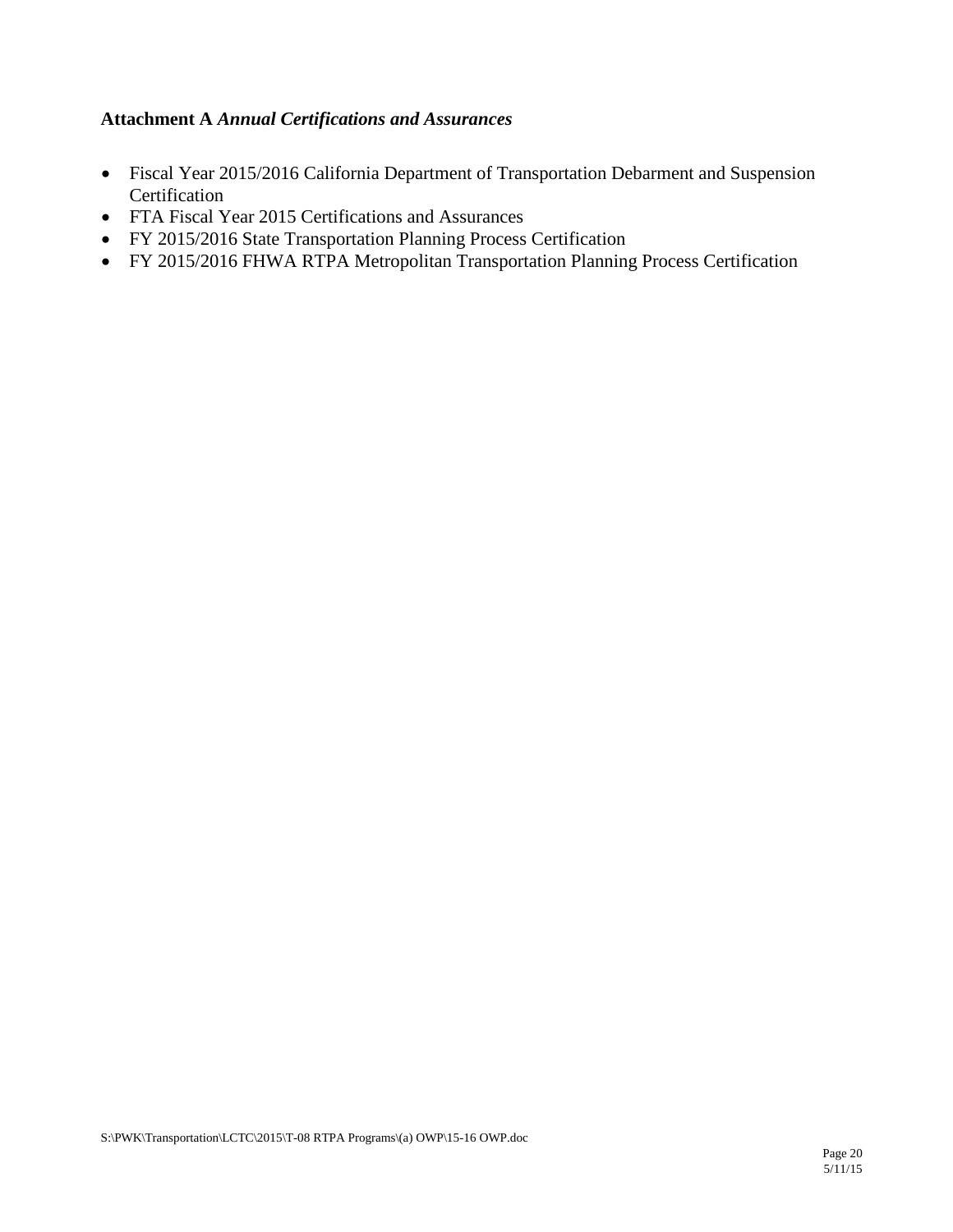**Attachment A** ***Annual Certifications and Assurances***

- Fiscal Year 2015/2016 California Department of Transportation Debarment and Suspension Certification
- FTA Fiscal Year 2015 Certifications and Assurances
- FY 2015/2016 State Transportation Planning Process Certification
- FY 2015/2016 FHWA RTPA Metropolitan Transportation Planning Process Certification